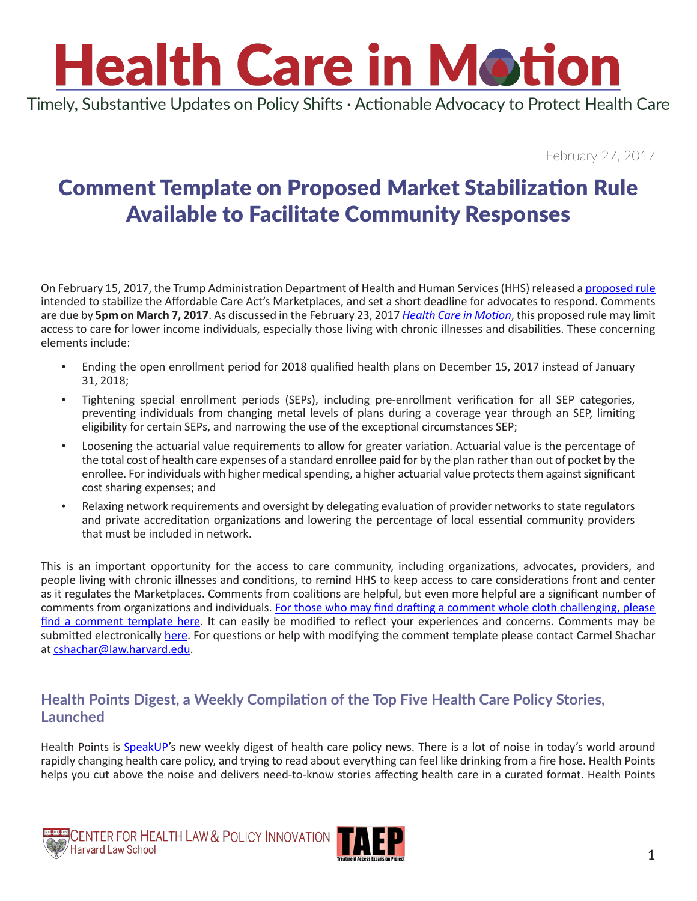# Health Care in Motion

Timely, Substantive Updates on Policy Shifts · Actionable Advocacy to Protect Health Care

February 27, 2017

## Comment Template on Proposed Market Stabilization Rule Available to Facilitate Community Responses

On February 15, 2017, the Trump Administration Department of Health and Human Services (HHS) released a proposed rule intended to stabilize the Affordable Care Act's Marketplaces, and set a short deadline for advocates to respond. Comments are due by **5pm on March 7, 2017**. As discussed in the February 23, 2017 *Health Care in Motion*, this proposed rule may limit access to care for lower income individuals, especially those living with chronic illnesses and disabilities. These concerning elements include:

- Ending the open enrollment period for 2018 qualified health plans on December 15, 2017 instead of January 31, 2018;
- Tightening special enrollment periods (SEPs), including pre-enrollment verification for all SEP categories, preventing individuals from changing metal levels of plans during a coverage year through an SEP, limiting eligibility for certain SEPs, and narrowing the use of the exceptional circumstances SEP;
- Loosening the actuarial value requirements to allow for greater variation. Actuarial value is the percentage of the total cost of health care expenses of a standard enrollee paid for by the plan rather than out of pocket by the enrollee. For individuals with higher medical spending, a higher actuarial value protects them against significant cost sharing expenses; and
- Relaxing network requirements and oversight by delegating evaluation of provider networks to state regulators and private accreditation organizations and lowering the percentage of local essential community providers that must be included in network.

This is an important opportunity for the access to care community, including organizations, advocates, providers, and people living with chronic illnesses and conditions, to remind HHS to keep access to care considerations front and center as it regulates the Marketplaces. Comments from coalitions are helpful, but even more helpful are a significant number of comments from organizations and individuals. For those who may find drafting a comment whole cloth challenging, please find a comment template here. It can easily be modified to reflect your experiences and concerns. Comments may be submitted electronically here. For questions or help with modifying the comment template please contact Carmel Shachar at cshachar@law.harvard.edu.

### Health Points Digest, a Weekly Compilation of the Top Five Health Care Policy Stories, Launched

Health Points is SpeakUP's new weekly digest of health care policy news. There is a lot of noise in today's world around rapidly changing health care policy, and trying to read about everything can feel like drinking from a fire hose. Health Points helps you cut above the noise and delivers need-to-know stories affecting health care in a curated format. Health Points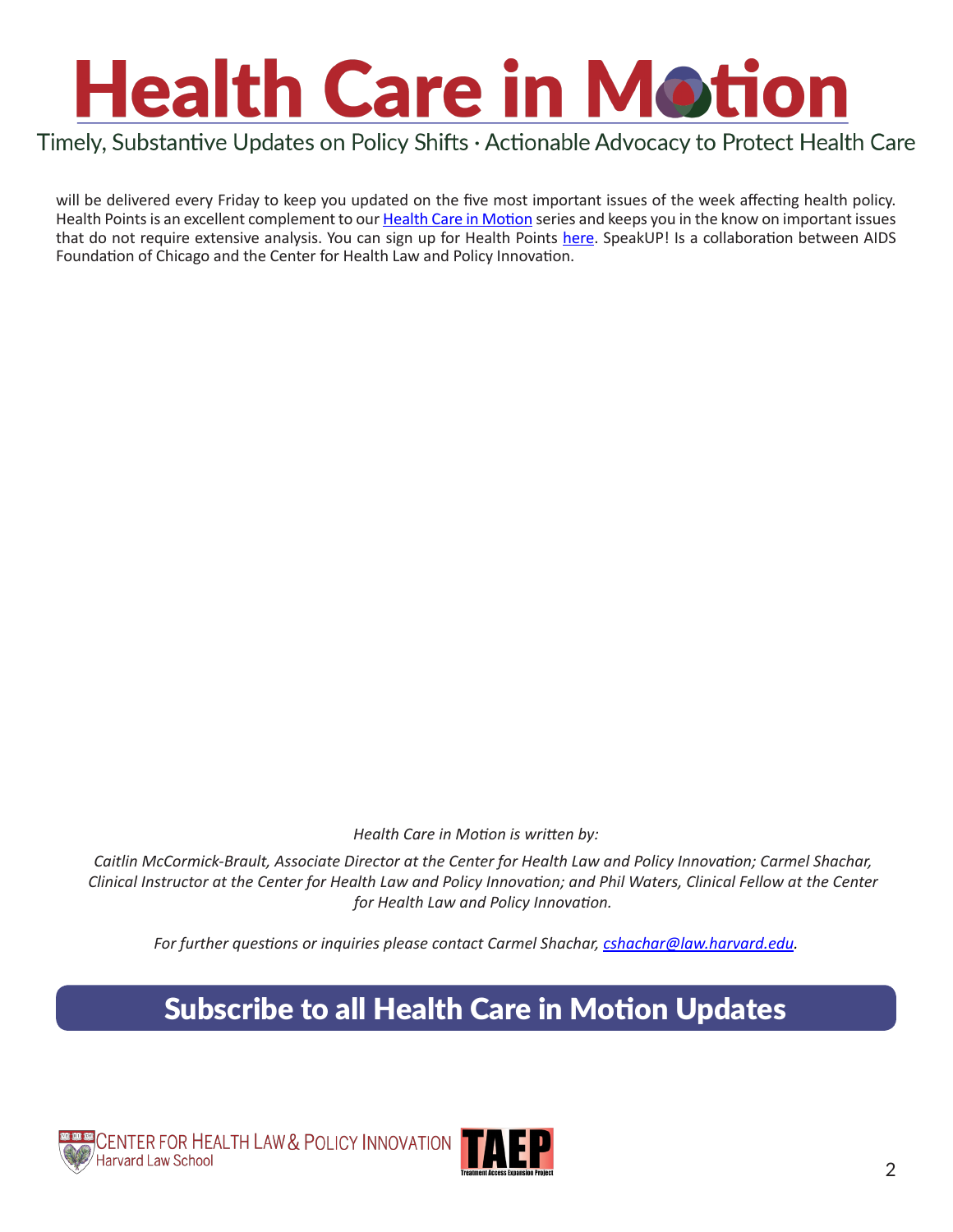will be delivered every Friday to keep you updated on the five most important issues of the week affecting health policy. Health Points is an excellent complement to our Health Care in Motion series and keeps you in the know on important issues that do not require extensive analysis. You can sign up for Health Points here. SpeakUP! Is a collaboration between AIDS Foundation of Chicago and the Center for Health Law and Policy Innovation.

*Health Care in Motion is written by:*

*Caitlin McCormick-Brault, Associate Director at the Center for Health Law and Policy Innovation; Carmel Shachar, Clinical Instructor at the Center for Health Law and Policy Innovation; and Phil Waters, Clinical Fellow at the Center for Health Law and Policy Innovation.*

*For further questions or inquiries please contact Carmel Shachar, cshachar@law.harvard.edu.*

## Subscribe to all Health Care in Motion Updates

Center for Health Law & Policy Innovation
Harvard Law School

TAEP
Treatment Access Expansion Project